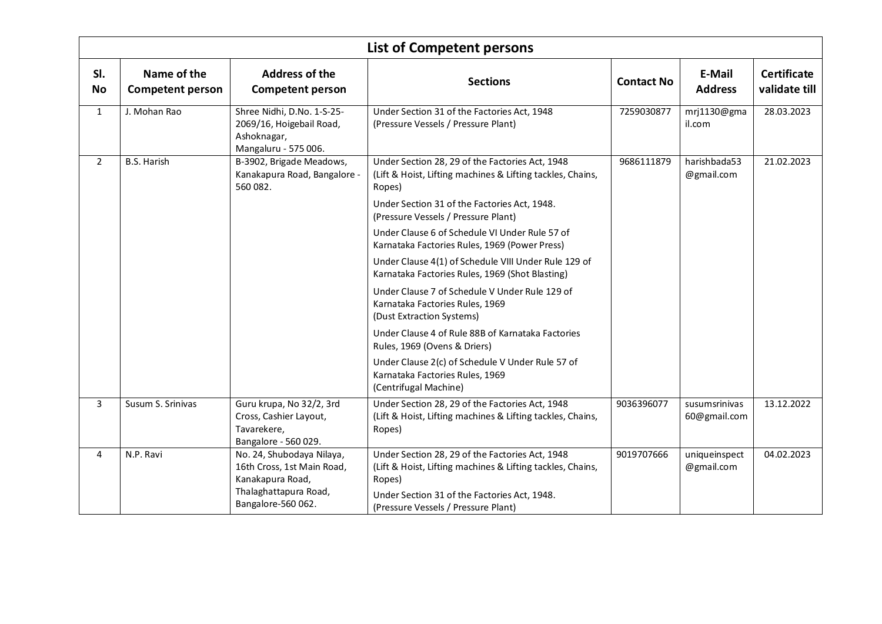## List of Competent persons

| Sl. No | Name of the Competent person | Address of the Competent person | Sections | Contact No | E-Mail Address | Certificate validate till |
|---|---|---|---|---|---|---|
| 1 | J. Mohan Rao | Shree Nidhi, D.No. 1-S-25-2069/16, Hoigebail Road, Ashoknagar, Mangaluru - 575 006. | Under Section 31 of the Factories Act, 1948 (Pressure Vessels / Pressure Plant) | 7259030877 | mrj1130@gmail.com | 28.03.2023 |
| 2 | B.S. Harish | B-3902, Brigade Meadows, Kanakapura Road, Bangalore - 560 082. | Under Section 28, 29 of the Factories Act, 1948 (Lift & Hoist, Lifting machines & Lifting tackles, Chains, Ropes) | 9686111879 | harishbada53@gmail.com | 21.02.2023 |
| | | | Under Section 31 of the Factories Act, 1948. (Pressure Vessels / Pressure Plant) | | | |
| | | | Under Clause 6 of Schedule VI Under Rule 57 of Karnataka Factories Rules, 1969 (Power Press) | | | |
| | | | Under Clause 4(1) of Schedule VIII Under Rule 129 of Karnataka Factories Rules, 1969 (Shot Blasting) | | | |
| | | | Under Clause 7 of Schedule V Under Rule 129 of Karnataka Factories Rules, 1969 (Dust Extraction Systems) | | | |
| | | | Under Clause 4 of Rule 88B of Karnataka Factories Rules, 1969 (Ovens & Driers) | | | |
| | | | Under Clause 2(c) of Schedule V Under Rule 57 of Karnataka Factories Rules, 1969 (Centrifugal Machine) | | | |
| 3 | Susum S. Srinivas | Guru krupa, No 32/2, 3rd Cross, Cashier Layout, Tavarekere, Bangalore - 560 029. | Under Section 28, 29 of the Factories Act, 1948 (Lift & Hoist, Lifting machines & Lifting tackles, Chains, Ropes) | 9036396077 | susumsrinivas60@gmail.com | 13.12.2022 |
| 4 | N.P. Ravi | No. 24, Shubodaya Nilaya, 16th Cross, 1st Main Road, Kanakapura Road, Thalaghattapura Road, Bangalore-560 062. | Under Section 28, 29 of the Factories Act, 1948 (Lift & Hoist, Lifting machines & Lifting tackles, Chains, Ropes) | 9019707666 | uniqueinspect@gmail.com | 04.02.2023 |
| | | | Under Section 31 of the Factories Act, 1948. (Pressure Vessels / Pressure Plant) | | | |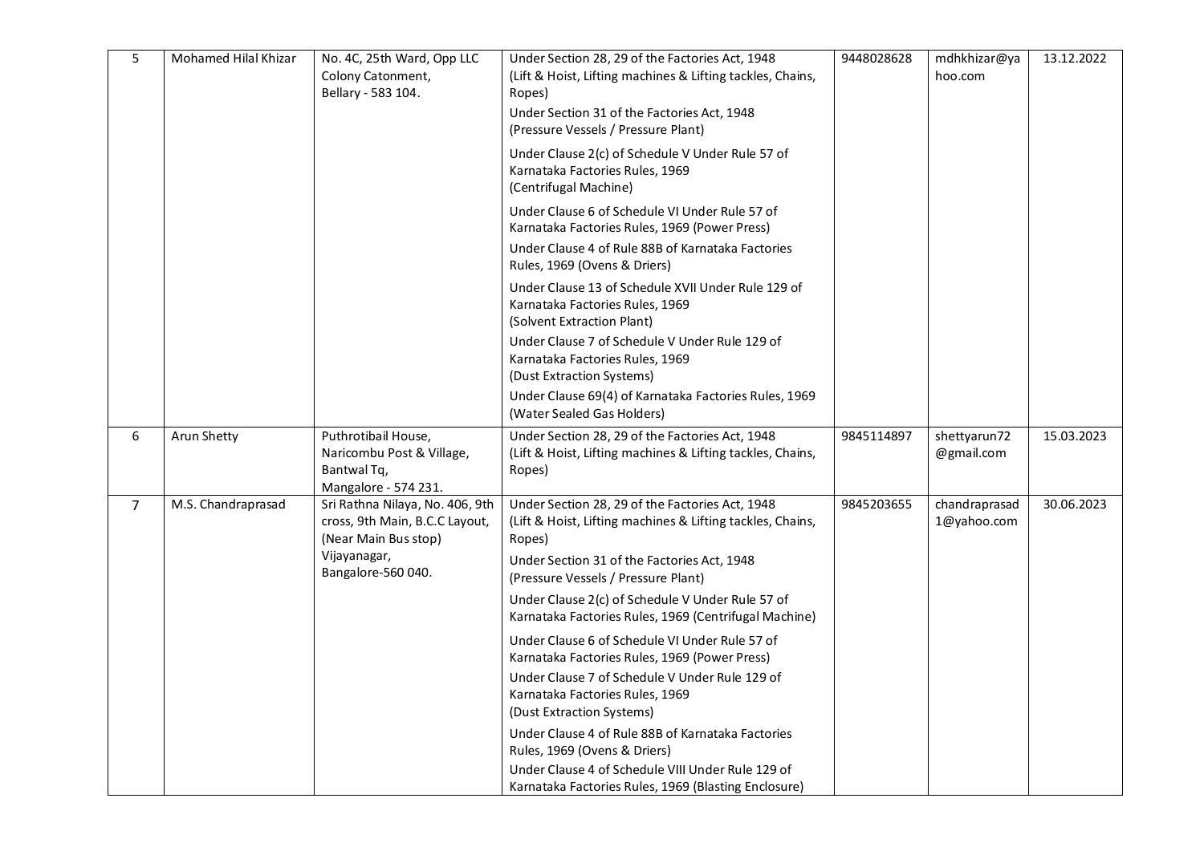| 5 | Mohamed Hilal Khizar | No. 4C, 25th Ward, Opp LLC Colony Catonment, Bellary - 583 104. | Under Section 28, 29 of the Factories Act, 1948 (Lift & Hoist, Lifting machines & Lifting tackles, Chains, Ropes)<br>Under Section 31 of the Factories Act, 1948 (Pressure Vessels / Pressure Plant)<br>Under Clause 2(c) of Schedule V Under Rule 57 of Karnataka Factories Rules, 1969 (Centrifugal Machine)<br>Under Clause 6 of Schedule VI Under Rule 57 of Karnataka Factories Rules, 1969 (Power Press)<br>Under Clause 4 of Rule 88B of Karnataka Factories Rules, 1969 (Ovens & Driers)<br>Under Clause 13 of Schedule XVII Under Rule 129 of Karnataka Factories Rules, 1969 (Solvent Extraction Plant)<br>Under Clause 7 of Schedule V Under Rule 129 of Karnataka Factories Rules, 1969 (Dust Extraction Systems)<br>Under Clause 69(4) of Karnataka Factories Rules, 1969 (Water Sealed Gas Holders) | 9448028628 | mdhkhizar@yahoo.com | 13.12.2022 |
|---|---|---|---|---|---|---|
| 6 | Arun Shetty | Puthrotibail House, Naricombu Post & Village, Bantwal Tq, Mangalore - 574 231. | Under Section 28, 29 of the Factories Act, 1948 (Lift & Hoist, Lifting machines & Lifting tackles, Chains, Ropes) | 9845114897 | shettyarun72@gmail.com | 15.03.2023 |
| 7 | M.S. Chandraprasad | Sri Rathna Nilaya, No. 406, 9th cross, 9th Main, B.C.C Layout, (Near Main Bus stop) Vijayanagar, Bangalore-560 040. | Under Section 28, 29 of the Factories Act, 1948 (Lift & Hoist, Lifting machines & Lifting tackles, Chains, Ropes)<br>Under Section 31 of the Factories Act, 1948 (Pressure Vessels / Pressure Plant)<br>Under Clause 2(c) of Schedule V Under Rule 57 of Karnataka Factories Rules, 1969 (Centrifugal Machine)<br>Under Clause 6 of Schedule VI Under Rule 57 of Karnataka Factories Rules, 1969 (Power Press)<br>Under Clause 7 of Schedule V Under Rule 129 of Karnataka Factories Rules, 1969 (Dust Extraction Systems)<br>Under Clause 4 of Rule 88B of Karnataka Factories Rules, 1969 (Ovens & Driers)<br>Under Clause 4 of Schedule VIII Under Rule 129 of Karnataka Factories Rules, 1969 (Blasting Enclosure) | 9845203655 | chandraprasad1@yahoo.com | 30.06.2023 |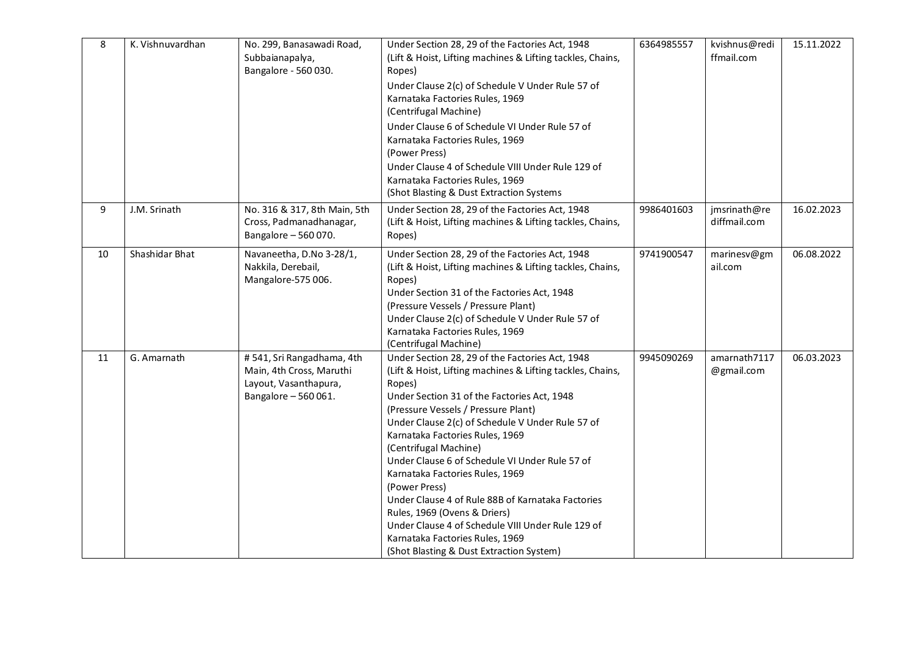| 8 | K. Vishnuvardhan | No. 299, Banasawadi Road, Subbaianapalya, Bangalore - 560 030. | Under Section 28, 29 of the Factories Act, 1948 (Lift & Hoist, Lifting machines & Lifting tackles, Chains, Ropes)<br>Under Clause 2(c) of Schedule V Under Rule 57 of Karnataka Factories Rules, 1969 (Centrifugal Machine)<br>Under Clause 6 of Schedule VI Under Rule 57 of Karnataka Factories Rules, 1969 (Power Press)<br>Under Clause 4 of Schedule VIII Under Rule 129 of Karnataka Factories Rules, 1969 (Shot Blasting & Dust Extraction Systems | 6364985557 | kvishnus@rediffmail.com | 15.11.2022 |
|---|---|---|---|---|---|---|
| 9 | J.M. Srinath | No. 316 & 317, 8th Main, 5th Cross, Padmanadhanagar, Bangalore – 560 070. | Under Section 28, 29 of the Factories Act, 1948 (Lift & Hoist, Lifting machines & Lifting tackles, Chains, Ropes) | 9986401603 | jmsrinath@rediffmail.com | 16.02.2023 |
| 10 | Shashidar Bhat | Navaneetha, D.No 3-28/1, Nakkila, Derebail, Mangalore-575 006. | Under Section 28, 29 of the Factories Act, 1948 (Lift & Hoist, Lifting machines & Lifting tackles, Chains, Ropes)<br>Under Section 31 of the Factories Act, 1948 (Pressure Vessels / Pressure Plant)<br>Under Clause 2(c) of Schedule V Under Rule 57 of Karnataka Factories Rules, 1969 (Centrifugal Machine) | 9741900547 | marinesv@gmail.com | 06.08.2022 |
| 11 | G. Amarnath | # 541, Sri Rangadhama, 4th Main, 4th Cross, Maruthi Layout, Vasanthapura, Bangalore – 560 061. | Under Section 28, 29 of the Factories Act, 1948 (Lift & Hoist, Lifting machines & Lifting tackles, Chains, Ropes)<br>Under Section 31 of the Factories Act, 1948 (Pressure Vessels / Pressure Plant)<br>Under Clause 2(c) of Schedule V Under Rule 57 of Karnataka Factories Rules, 1969 (Centrifugal Machine)<br>Under Clause 6 of Schedule VI Under Rule 57 of Karnataka Factories Rules, 1969 (Power Press)<br>Under Clause 4 of Rule 88B of Karnataka Factories Rules, 1969 (Ovens & Driers)<br>Under Clause 4 of Schedule VIII Under Rule 129 of Karnataka Factories Rules, 1969 (Shot Blasting & Dust Extraction System) | 9945090269 | amarnath7117@gmail.com | 06.03.2023 |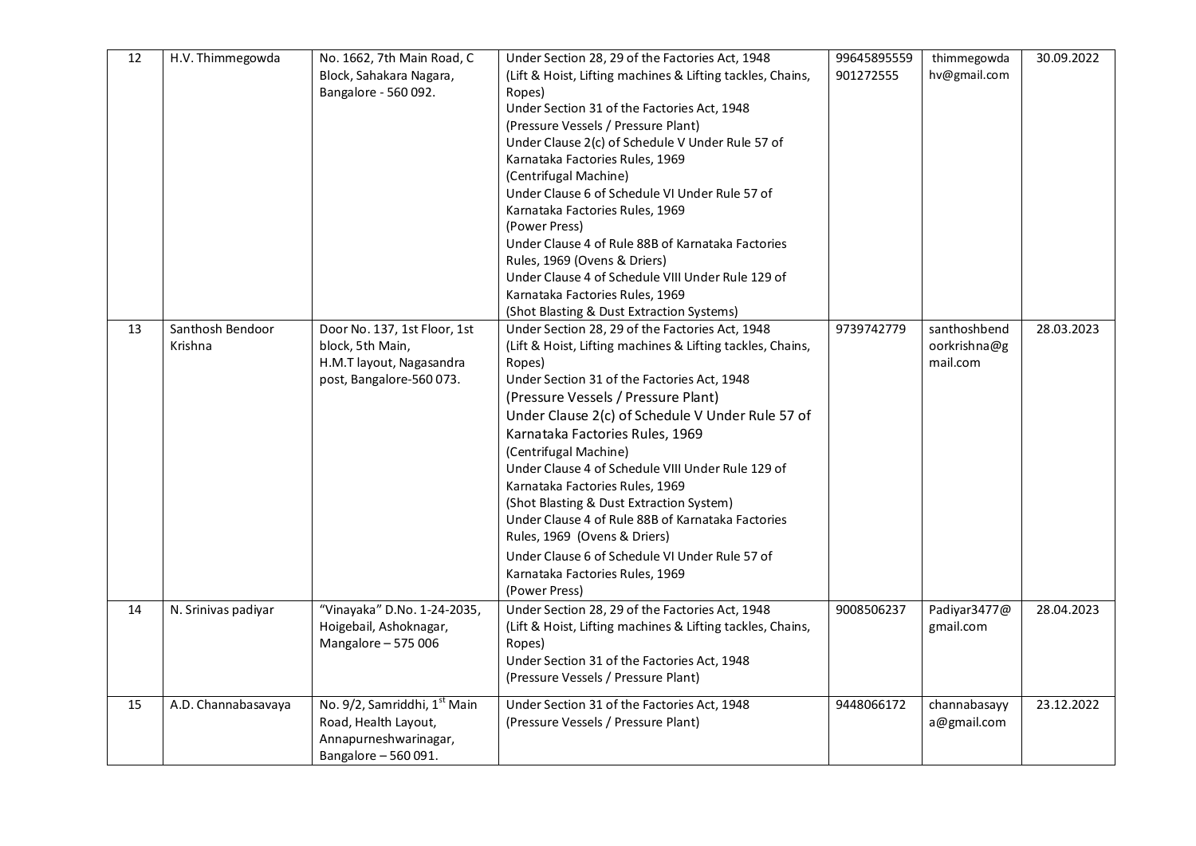| 12 | H.V. Thimmegowda | No. 1662, 7th Main Road, C Block, Sahakara Nagara, Bangalore - 560 092. | Under Section 28, 29 of the Factories Act, 1948 (Lift & Hoist, Lifting machines & Lifting tackles, Chains, Ropes)<br>Under Section 31 of the Factories Act, 1948 (Pressure Vessels / Pressure Plant)<br>Under Clause 2(c) of Schedule V Under Rule 57 of Karnataka Factories Rules, 1969 (Centrifugal Machine)<br>Under Clause 6 of Schedule VI Under Rule 57 of Karnataka Factories Rules, 1969 (Power Press)<br>Under Clause 4 of Rule 88B of Karnataka Factories Rules, 1969 (Ovens & Driers)<br>Under Clause 4 of Schedule VIII Under Rule 129 of Karnataka Factories Rules, 1969 (Shot Blasting & Dust Extraction Systems) | 99645895559<br>901272555 | thimmegowdahv@gmail.com | 30.09.2022 |
|---|---|---|---|---|---|---|
| 13 | Santhosh Bendoor Krishna | Door No. 137, 1st Floor, 1st block, 5th Main, H.M.T layout, Nagasandra post, Bangalore-560 073. | Under Section 28, 29 of the Factories Act, 1948 (Lift & Hoist, Lifting machines & Lifting tackles, Chains, Ropes)<br>Under Section 31 of the Factories Act, 1948 (Pressure Vessels / Pressure Plant)<br>Under Clause 2(c) of Schedule V Under Rule 57 of Karnataka Factories Rules, 1969 (Centrifugal Machine)<br>Under Clause 4 of Schedule VIII Under Rule 129 of Karnataka Factories Rules, 1969 (Shot Blasting & Dust Extraction System)<br>Under Clause 4 of Rule 88B of Karnataka Factories Rules, 1969 (Ovens & Driers)<br>Under Clause 6 of Schedule VI Under Rule 57 of Karnataka Factories Rules, 1969 (Power Press) | 9739742779 | santhoshbendoorkrishna@gmail.com | 28.03.2023 |
| 14 | N. Srinivas padiyar | "Vinayaka" D.No. 1-24-2035, Hoigebail, Ashoknagar, Mangalore – 575 006 | Under Section 28, 29 of the Factories Act, 1948 (Lift & Hoist, Lifting machines & Lifting tackles, Chains, Ropes)<br>Under Section 31 of the Factories Act, 1948 (Pressure Vessels / Pressure Plant) | 9008506237 | Padiyar3477@gmail.com | 28.04.2023 |
| 15 | A.D. Channabasavaya | No. 9/2, Samriddhi, 1st Main Road, Health Layout, Annapurneshwarinagar, Bangalore – 560 091. | Under Section 31 of the Factories Act, 1948 (Pressure Vessels / Pressure Plant) | 9448066172 | channabasayya@gmail.com | 23.12.2022 |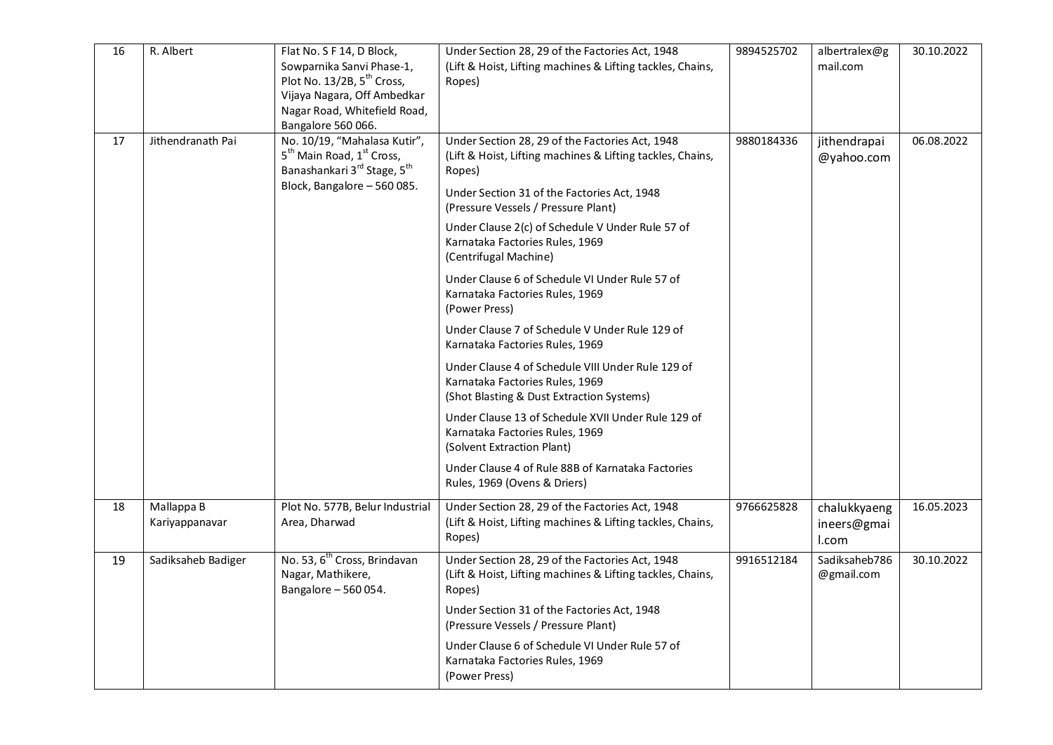| 16 | R. Albert | Flat No. S F 14, D Block, Sowparnika Sanvi Phase-1, Plot No. 13/2B, 5th Cross, Vijaya Nagara, Off Ambedkar Nagar Road, Whitefield Road, Bangalore 560 066. | Under Section 28, 29 of the Factories Act, 1948 (Lift & Hoist, Lifting machines & Lifting tackles, Chains, Ropes) | 9894525702 | albertralex@gmail.com | 30.10.2022 |
|---|---|---|---|---|---|---|
| 17 | Jithendranath Pai | No. 10/19, "Mahalasa Kutir", 5th Main Road, 1st Cross, Banashankari 3rd Stage, 5th Block, Bangalore – 560 085. | Under Section 28, 29 of the Factories Act, 1948 (Lift & Hoist, Lifting machines & Lifting tackles, Chains, Ropes)<br>Under Section 31 of the Factories Act, 1948 (Pressure Vessels / Pressure Plant)<br>Under Clause 2(c) of Schedule V Under Rule 57 of Karnataka Factories Rules, 1969 (Centrifugal Machine)<br>Under Clause 6 of Schedule VI Under Rule 57 of Karnataka Factories Rules, 1969 (Power Press)<br>Under Clause 7 of Schedule V Under Rule 129 of Karnataka Factories Rules, 1969<br>Under Clause 4 of Schedule VIII Under Rule 129 of Karnataka Factories Rules, 1969 (Shot Blasting & Dust Extraction Systems)<br>Under Clause 13 of Schedule XVII Under Rule 129 of Karnataka Factories Rules, 1969 (Solvent Extraction Plant)<br>Under Clause 4 of Rule 88B of Karnataka Factories Rules, 1969 (Ovens & Driers) | 9880184336 | jithendrapai@yahoo.com | 06.08.2022 |
| 18 | Mallappa B Kariyappanavar | Plot No. 577B, Belur Industrial Area, Dharwad | Under Section 28, 29 of the Factories Act, 1948 (Lift & Hoist, Lifting machines & Lifting tackles, Chains, Ropes) | 9766625828 | chalukkyaengineers@gmail.com | 16.05.2023 |
| 19 | Sadiksaheb Badiger | No. 53, 6th Cross, Brindavan Nagar, Mathikere, Bangalore – 560 054. | Under Section 28, 29 of the Factories Act, 1948 (Lift & Hoist, Lifting machines & Lifting tackles, Chains, Ropes)<br>Under Section 31 of the Factories Act, 1948 (Pressure Vessels / Pressure Plant)<br>Under Clause 6 of Schedule VI Under Rule 57 of Karnataka Factories Rules, 1969 (Power Press) | 9916512184 | Sadiksaheb786@gmail.com | 30.10.2022 |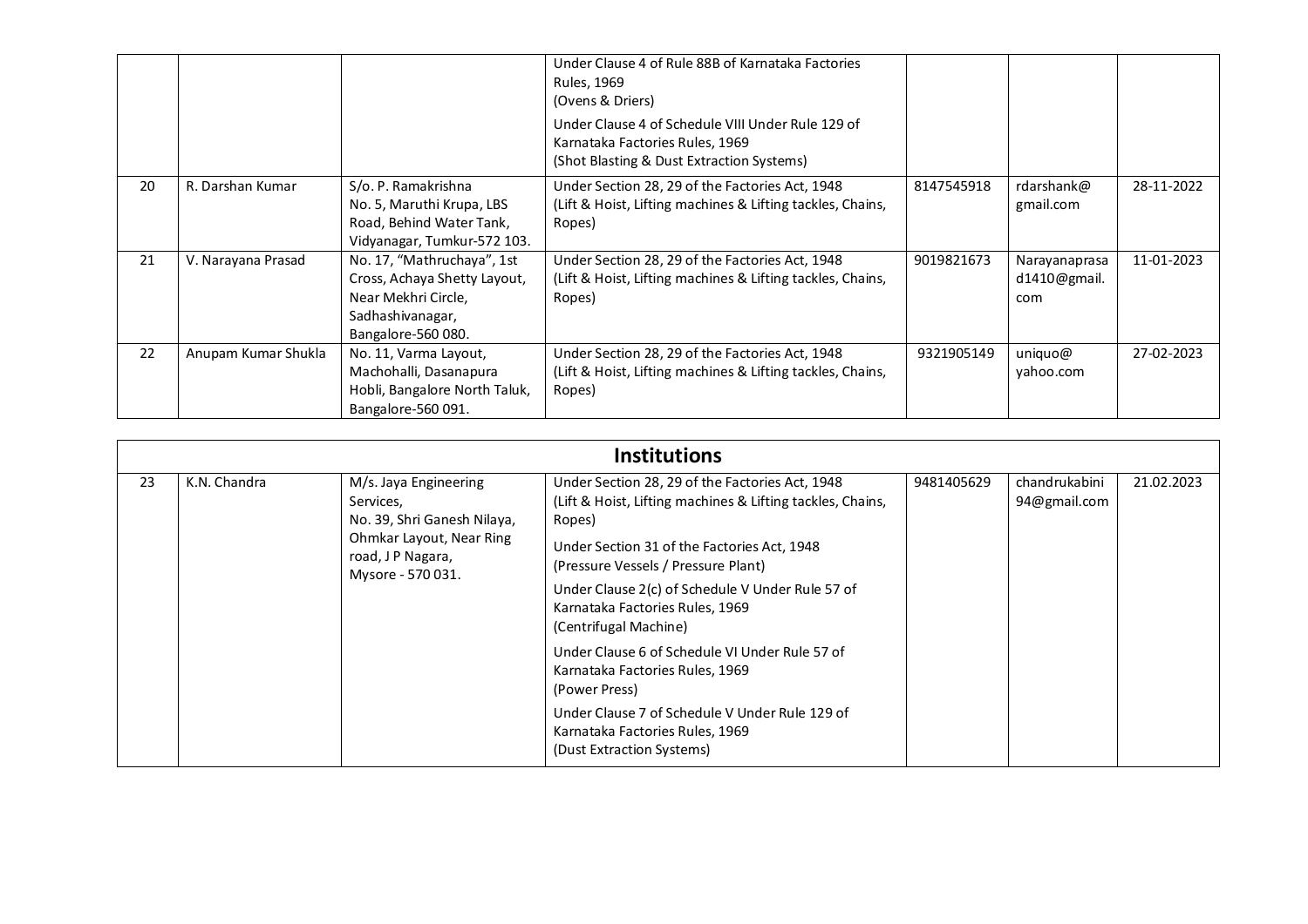|  |  |  | Under Clause 4 of Rule 88B of Karnataka Factories Rules, 1969 (Ovens & Driers)<br>Under Clause 4 of Schedule VIII Under Rule 129 of Karnataka Factories Rules, 1969 (Shot Blasting & Dust Extraction Systems) |  |  |  |
|---|---|---|---|---|---|---|
| 20 | R. Darshan Kumar | S/o. P. Ramakrishna No. 5, Maruthi Krupa, LBS Road, Behind Water Tank, Vidyanagar, Tumkur-572 103. | Under Section 28, 29 of the Factories Act, 1948 (Lift & Hoist, Lifting machines & Lifting tackles, Chains, Ropes) | 8147545918 | rdarshank@gmail.com | 28-11-2022 |
| 21 | V. Narayana Prasad | No. 17, "Mathruchaya", 1st Cross, Achaya Shetty Layout, Near Mekhri Circle, Sadhashivanagar, Bangalore-560 080. | Under Section 28, 29 of the Factories Act, 1948 (Lift & Hoist, Lifting machines & Lifting tackles, Chains, Ropes) | 9019821673 | Narayanaprasad1410@gmail.com | 11-01-2023 |
| 22 | Anupam Kumar Shukla | No. 11, Varma Layout, Machohalli, Dasanapura Hobli, Bangalore North Taluk, Bangalore-560 091. | Under Section 28, 29 of the Factories Act, 1948 (Lift & Hoist, Lifting machines & Lifting tackles, Chains, Ropes) | 9321905149 | uniquo@yahoo.com | 27-02-2023 |

## Institutions

| 23 | K.N. Chandra | M/s. Jaya Engineering Services, No. 39, Shri Ganesh Nilaya, Ohmkar Layout, Near Ring road, J P Nagara, Mysore - 570 031. | Under Section 28, 29 of the Factories Act, 1948 (Lift & Hoist, Lifting machines & Lifting tackles, Chains, Ropes)<br>Under Section 31 of the Factories Act, 1948 (Pressure Vessels / Pressure Plant)<br>Under Clause 2(c) of Schedule V Under Rule 57 of Karnataka Factories Rules, 1969 (Centrifugal Machine)<br>Under Clause 6 of Schedule VI Under Rule 57 of Karnataka Factories Rules, 1969 (Power Press)<br>Under Clause 7 of Schedule V Under Rule 129 of Karnataka Factories Rules, 1969 (Dust Extraction Systems) | 9481405629 | chandrukabini94@gmail.com | 21.02.2023 |
|---|---|---|---|---|---|---|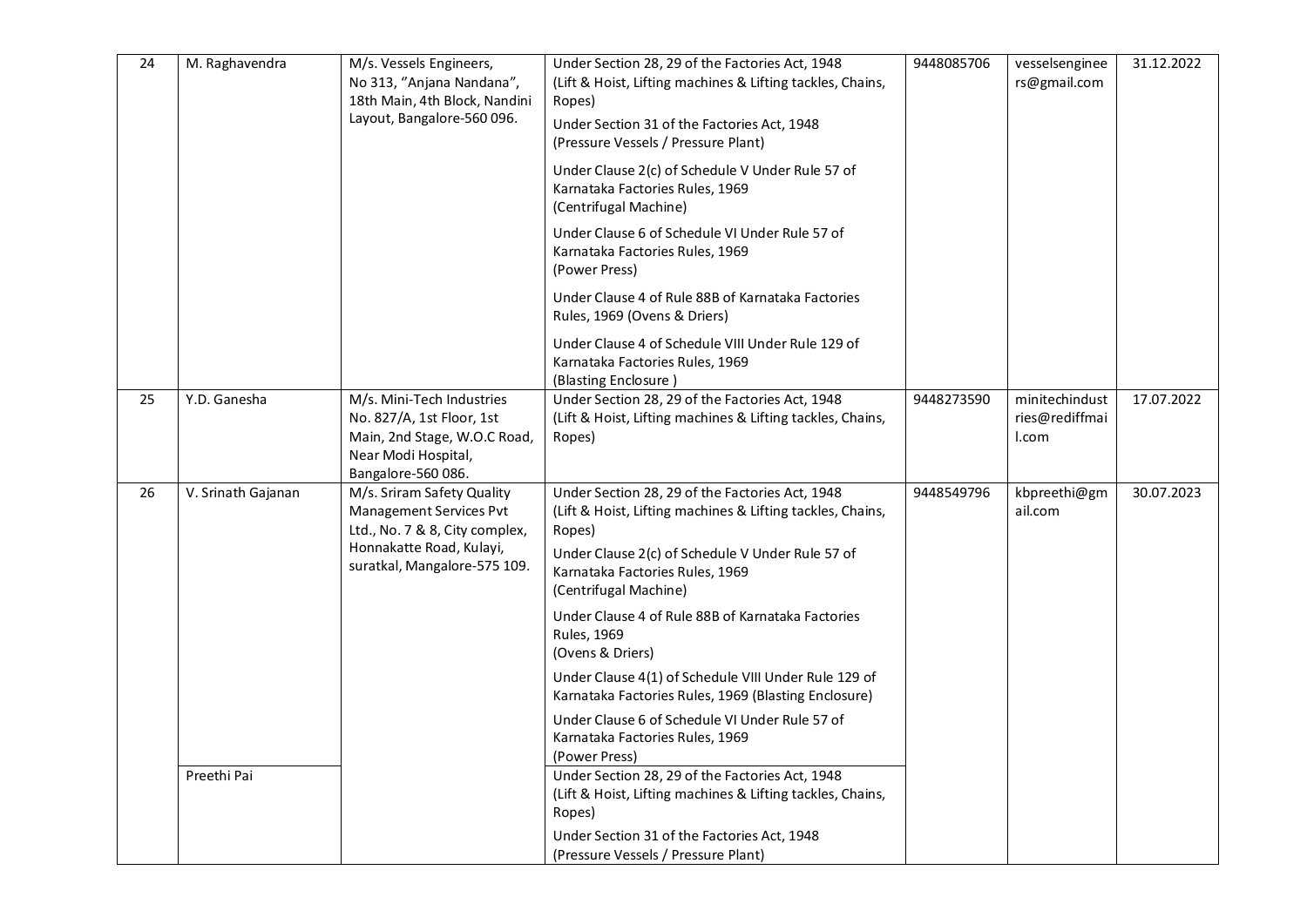| 24 | M. Raghavendra | M/s. Vessels Engineers, No 313, "Anjana Nandana", 18th Main, 4th Block, Nandini Layout, Bangalore-560 096. | Under Section 28, 29 of the Factories Act, 1948 (Lift & Hoist, Lifting machines & Lifting tackles, Chains, Ropes)<br>Under Section 31 of the Factories Act, 1948 (Pressure Vessels / Pressure Plant)<br>Under Clause 2(c) of Schedule V Under Rule 57 of Karnataka Factories Rules, 1969 (Centrifugal Machine)<br>Under Clause 6 of Schedule VI Under Rule 57 of Karnataka Factories Rules, 1969 (Power Press)<br>Under Clause 4 of Rule 88B of Karnataka Factories Rules, 1969 (Ovens & Driers)<br>Under Clause 4 of Schedule VIII Under Rule 129 of Karnataka Factories Rules, 1969 (Blasting Enclosure ) | 9448085706 | vesselsengineers@gmail.com | 31.12.2022 |
|---|---|---|---|---|---|---|
| 25 | Y.D. Ganesha | M/s. Mini-Tech Industries No. 827/A, 1st Floor, 1st Main, 2nd Stage, W.O.C Road, Near Modi Hospital, Bangalore-560 086. | Under Section 28, 29 of the Factories Act, 1948 (Lift & Hoist, Lifting machines & Lifting tackles, Chains, Ropes) | 9448273590 | minitechindustries@rediffmail.com | 17.07.2022 |
| 26 | V. Srinath Gajanan | M/s. Sriram Safety Quality Management Services Pvt Ltd., No. 7 & 8, City complex, Honnakatte Road, Kulayi, suratkal, Mangalore-575 109. | Under Section 28, 29 of the Factories Act, 1948 (Lift & Hoist, Lifting machines & Lifting tackles, Chains, Ropes)<br>Under Clause 2(c) of Schedule V Under Rule 57 of Karnataka Factories Rules, 1969 (Centrifugal Machine)<br>Under Clause 4 of Rule 88B of Karnataka Factories Rules, 1969 (Ovens & Driers)<br>Under Clause 4(1) of Schedule VIII Under Rule 129 of Karnataka Factories Rules, 1969 (Blasting Enclosure)<br>Under Clause 6 of Schedule VI Under Rule 57 of Karnataka Factories Rules, 1969 (Power Press) | 9448549796 | kbpreethi@gmail.com | 30.07.2023 |
| | Preethi Pai | | Under Section 28, 29 of the Factories Act, 1948 (Lift & Hoist, Lifting machines & Lifting tackles, Chains, Ropes)<br>Under Section 31 of the Factories Act, 1948 (Pressure Vessels / Pressure Plant) | | | |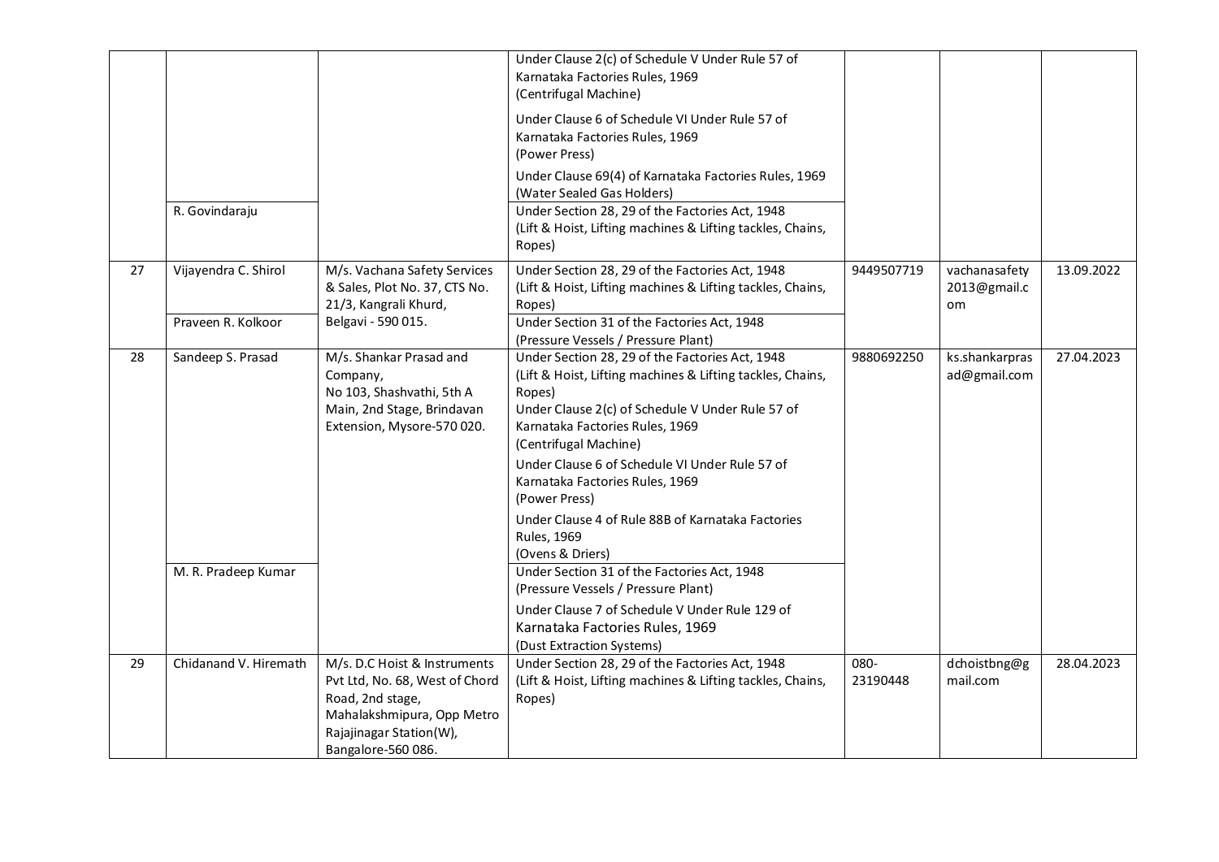| | | | | | | |
|---|---|---|---|---|---|---|
| | | | Under Clause 2(c) of Schedule V Under Rule 57 of Karnataka Factories Rules, 1969 (Centrifugal Machine) Under Clause 6 of Schedule VI Under Rule 57 of Karnataka Factories Rules, 1969 (Power Press) Under Clause 69(4) of Karnataka Factories Rules, 1969 (Water Sealed Gas Holders) | | | |
| | R. Govindaraju | | Under Section 28, 29 of the Factories Act, 1948 (Lift & Hoist, Lifting machines & Lifting tackles, Chains, Ropes) | | | |
| 27 | Vijayendra C. Shirol | M/s. Vachana Safety Services & Sales, Plot No. 37, CTS No. 21/3, Kangrali Khurd, Belgavi - 590 015. | Under Section 28, 29 of the Factories Act, 1948 (Lift & Hoist, Lifting machines & Lifting tackles, Chains, Ropes) | 9449507719 | vachanasafety2013@gmail.com | 13.09.2022 |
| | Praveen R. Kolkoor | | Under Section 31 of the Factories Act, 1948 (Pressure Vessels / Pressure Plant) | | | |
| 28 | Sandeep S. Prasad | M/s. Shankar Prasad and Company, No 103, Shashvathi, 5th A Main, 2nd Stage, Brindavan Extension, Mysore-570 020. | Under Section 28, 29 of the Factories Act, 1948 (Lift & Hoist, Lifting machines & Lifting tackles, Chains, Ropes) Under Clause 2(c) of Schedule V Under Rule 57 of Karnataka Factories Rules, 1969 (Centrifugal Machine) Under Clause 6 of Schedule VI Under Rule 57 of Karnataka Factories Rules, 1969 (Power Press) Under Clause 4 of Rule 88B of Karnataka Factories Rules, 1969 (Ovens & Driers) | 9880692250 | ks.shankarprasad@gmail.com | 27.04.2023 |
| | M. R. Pradeep Kumar | | Under Section 31 of the Factories Act, 1948 (Pressure Vessels / Pressure Plant) Under Clause 7 of Schedule V Under Rule 129 of Karnataka Factories Rules, 1969 (Dust Extraction Systems) | | | |
| 29 | Chidanand V. Hiremath | M/s. D.C Hoist & Instruments Pvt Ltd, No. 68, West of Chord Road, 2nd stage, Mahalakshmipura, Opp Metro Rajajinagar Station(W), Bangalore-560 086. | Under Section 28, 29 of the Factories Act, 1948 (Lift & Hoist, Lifting machines & Lifting tackles, Chains, Ropes) | 080-23190448 | dchoistbng@gmail.com | 28.04.2023 |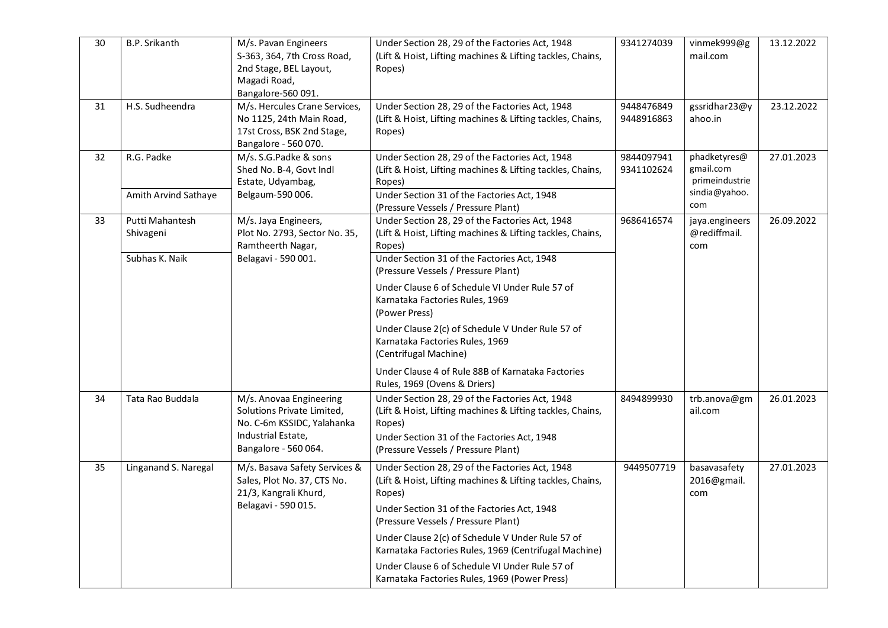| 30 | B.P. Srikanth | M/s. Pavan Engineers S-363, 364, 7th Cross Road, 2nd Stage, BEL Layout, Magadi Road, Bangalore-560 091. | Under Section 28, 29 of the Factories Act, 1948 (Lift & Hoist, Lifting machines & Lifting tackles, Chains, Ropes) | 9341274039 | vinmek999@gmail.com | 13.12.2022 |
|---|---|---|---|---|---|---|
| 31 | H.S. Sudheendra | M/s. Hercules Crane Services, No 1125, 24th Main Road, 17st Cross, BSK 2nd Stage, Bangalore - 560 070. | Under Section 28, 29 of the Factories Act, 1948 (Lift & Hoist, Lifting machines & Lifting tackles, Chains, Ropes) | 9448476849 9448916863 | gssridhar23@yahoo.in | 23.12.2022 |
| 32 | R.G. Padke | M/s. S.G.Padke & sons Shed No. B-4, Govt Indl Estate, Udyambag, Belgaum-590 006. | Under Section 28, 29 of the Factories Act, 1948 (Lift & Hoist, Lifting machines & Lifting tackles, Chains, Ropes) | 9844097941 9341102624 | phadketyres@gmail.com primeindustriesindia@yahoo.com | 27.01.2023 |
| | Amith Arvind Sathaye | | Under Section 31 of the Factories Act, 1948 (Pressure Vessels / Pressure Plant) | | | |
| 33 | Putti Mahantesh Shivageni | M/s. Jaya Engineers, Plot No. 2793, Sector No. 35, Ramtheerth Nagar, Belagavi - 590 001. | Under Section 28, 29 of the Factories Act, 1948 (Lift & Hoist, Lifting machines & Lifting tackles, Chains, Ropes) | 9686416574 | jaya.engineers@rediffmail.com | 26.09.2022 |
| | Subhas K. Naik | | Under Section 31 of the Factories Act, 1948 (Pressure Vessels / Pressure Plant) | | | |
| | | | Under Clause 6 of Schedule VI Under Rule 57 of Karnataka Factories Rules, 1969 (Power Press) | | | |
| | | | Under Clause 2(c) of Schedule V Under Rule 57 of Karnataka Factories Rules, 1969 (Centrifugal Machine) | | | |
| | | | Under Clause 4 of Rule 88B of Karnataka Factories Rules, 1969 (Ovens & Driers) | | | |
| 34 | Tata Rao Buddala | M/s. Anovaa Engineering Solutions Private Limited, No. C-6m KSSIDC, Yalahanka Industrial Estate, Bangalore - 560 064. | Under Section 28, 29 of the Factories Act, 1948 (Lift & Hoist, Lifting machines & Lifting tackles, Chains, Ropes) | 8494899930 | trb.anova@gmail.com | 26.01.2023 |
| | | | Under Section 31 of the Factories Act, 1948 (Pressure Vessels / Pressure Plant) | | | |
| 35 | Linganand S. Naregal | M/s. Basava Safety Services & Sales, Plot No. 37, CTS No. 21/3, Kangrali Khurd, Belagavi - 590 015. | Under Section 28, 29 of the Factories Act, 1948 (Lift & Hoist, Lifting machines & Lifting tackles, Chains, Ropes) | 9449507719 | basavasafety2016@gmail.com | 27.01.2023 |
| | | | Under Section 31 of the Factories Act, 1948 (Pressure Vessels / Pressure Plant) | | | |
| | | | Under Clause 2(c) of Schedule V Under Rule 57 of Karnataka Factories Rules, 1969 (Centrifugal Machine) | | | |
| | | | Under Clause 6 of Schedule VI Under Rule 57 of Karnataka Factories Rules, 1969 (Power Press) | | | |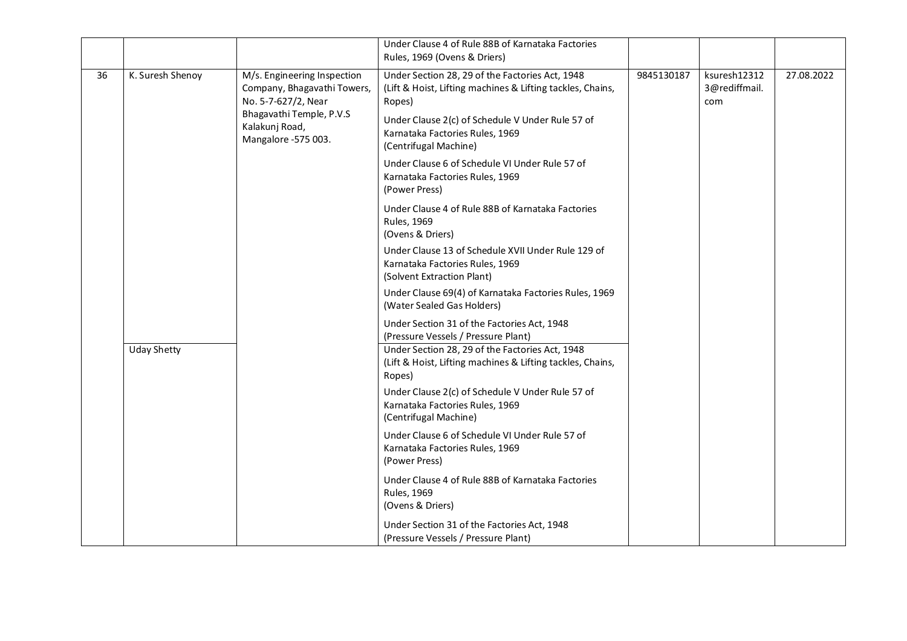| | | | | | | |
|---|---|---|---|---|---|---|
| | | | Under Clause 4 of Rule 88B of Karnataka Factories Rules, 1969 (Ovens & Driers) | | | |
| 36 | K. Suresh Shenoy | M/s. Engineering Inspection Company, Bhagavathi Towers, No. 5-7-627/2, Near Bhagavathi Temple, P.V.S Kalakunj Road, Mangalore -575 003. | Under Section 28, 29 of the Factories Act, 1948 (Lift & Hoist, Lifting machines & Lifting tackles, Chains, Ropes) | 9845130187 | ksuresh123123@rediffmail.com | 27.08.2022 |
| | | | Under Clause 2(c) of Schedule V Under Rule 57 of Karnataka Factories Rules, 1969 (Centrifugal Machine) | | | |
| | | | Under Clause 6 of Schedule VI Under Rule 57 of Karnataka Factories Rules, 1969 (Power Press) | | | |
| | | | Under Clause 4 of Rule 88B of Karnataka Factories Rules, 1969 (Ovens & Driers) | | | |
| | | | Under Clause 13 of Schedule XVII Under Rule 129 of Karnataka Factories Rules, 1969 (Solvent Extraction Plant) | | | |
| | | | Under Clause 69(4) of Karnataka Factories Rules, 1969 (Water Sealed Gas Holders) | | | |
| | | | Under Section 31 of the Factories Act, 1948 (Pressure Vessels / Pressure Plant) | | | |
| | Uday Shetty | | Under Section 28, 29 of the Factories Act, 1948 (Lift & Hoist, Lifting machines & Lifting tackles, Chains, Ropes) | | | |
| | | | Under Clause 2(c) of Schedule V Under Rule 57 of Karnataka Factories Rules, 1969 (Centrifugal Machine) | | | |
| | | | Under Clause 6 of Schedule VI Under Rule 57 of Karnataka Factories Rules, 1969 (Power Press) | | | |
| | | | Under Clause 4 of Rule 88B of Karnataka Factories Rules, 1969 (Ovens & Driers) | | | |
| | | | Under Section 31 of the Factories Act, 1948 (Pressure Vessels / Pressure Plant) | | | |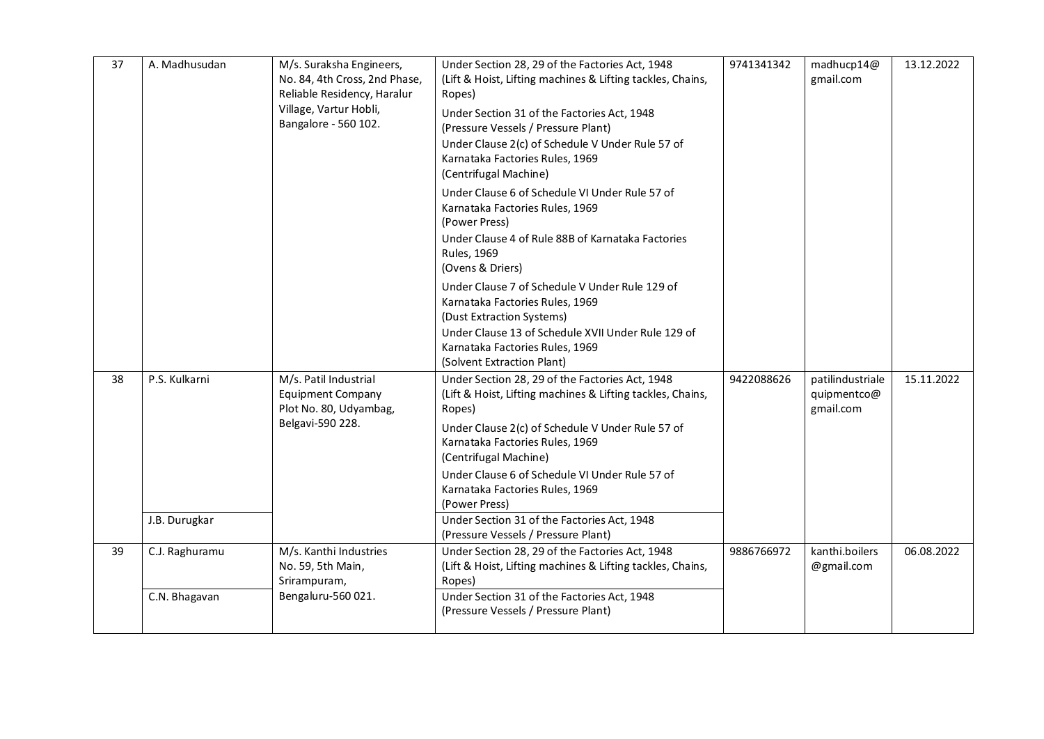| 37 | A. Madhusudan | M/s. Suraksha Engineers, No. 84, 4th Cross, 2nd Phase, Reliable Residency, Haralur Village, Vartur Hobli, Bangalore - 560 102. | Under Section 28, 29 of the Factories Act, 1948 (Lift & Hoist, Lifting machines & Lifting tackles, Chains, Ropes)<br>Under Section 31 of the Factories Act, 1948 (Pressure Vessels / Pressure Plant)<br>Under Clause 2(c) of Schedule V Under Rule 57 of Karnataka Factories Rules, 1969 (Centrifugal Machine)<br>Under Clause 6 of Schedule VI Under Rule 57 of Karnataka Factories Rules, 1969 (Power Press)<br>Under Clause 4 of Rule 88B of Karnataka Factories Rules, 1969 (Ovens & Driers)<br>Under Clause 7 of Schedule V Under Rule 129 of Karnataka Factories Rules, 1969 (Dust Extraction Systems)<br>Under Clause 13 of Schedule XVII Under Rule 129 of Karnataka Factories Rules, 1969 (Solvent Extraction Plant) | 9741341342 | madhucp14@gmail.com | 13.12.2022 |
|---|---|---|---|---|---|---|
| 38 | P.S. Kulkarni | M/s. Patil Industrial Equipment Company Plot No. 80, Udyambag, Belgavi-590 228. | Under Section 28, 29 of the Factories Act, 1948 (Lift & Hoist, Lifting machines & Lifting tackles, Chains, Ropes)<br>Under Clause 2(c) of Schedule V Under Rule 57 of Karnataka Factories Rules, 1969 (Centrifugal Machine)<br>Under Clause 6 of Schedule VI Under Rule 57 of Karnataka Factories Rules, 1969 (Power Press) | 9422088626 | patilindustrialequipmentco@gmail.com | 15.11.2022 |
| | J.B. Durugkar | | Under Section 31 of the Factories Act, 1948 (Pressure Vessels / Pressure Plant) | | | |
| 39 | C.J. Raghuramu | M/s. Kanthi Industries No. 59, 5th Main, Srirampuram, Bengaluru-560 021. | Under Section 28, 29 of the Factories Act, 1948 (Lift & Hoist, Lifting machines & Lifting tackles, Chains, Ropes) | 9886766972 | kanthi.boilers@gmail.com | 06.08.2022 |
| | C.N. Bhagavan | | Under Section 31 of the Factories Act, 1948 (Pressure Vessels / Pressure Plant) | | | |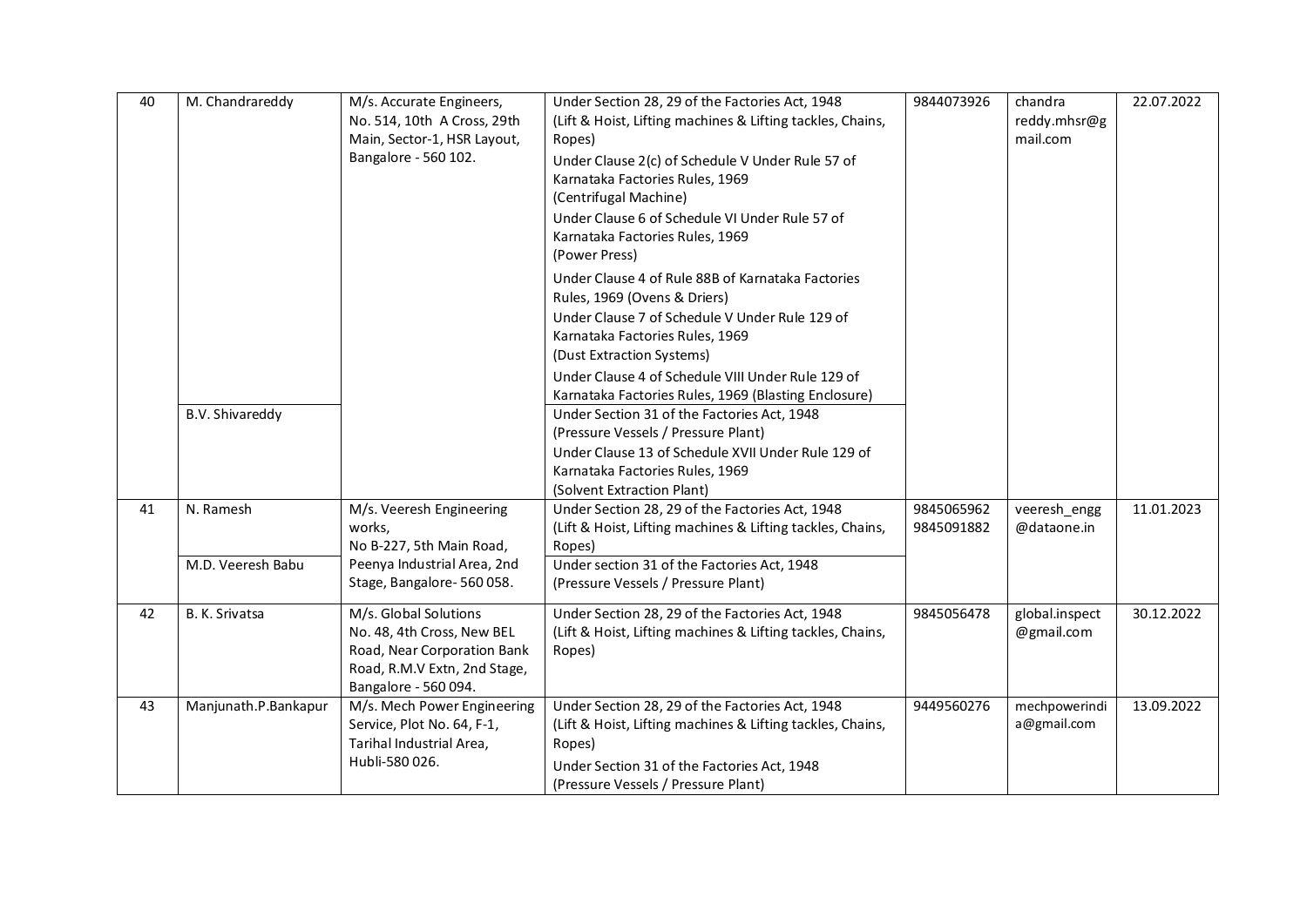| 40 | M. Chandrareddy | M/s. Accurate Engineers, No. 514, 10th A Cross, 29th Main, Sector-1, HSR Layout, Bangalore - 560 102. | Under Section 28, 29 of the Factories Act, 1948 (Lift & Hoist, Lifting machines & Lifting tackles, Chains, Ropes) Under Clause 2(c) of Schedule V Under Rule 57 of Karnataka Factories Rules, 1969 (Centrifugal Machine) Under Clause 6 of Schedule VI Under Rule 57 of Karnataka Factories Rules, 1969 (Power Press) Under Clause 4 of Rule 88B of Karnataka Factories Rules, 1969 (Ovens & Driers) Under Clause 7 of Schedule V Under Rule 129 of Karnataka Factories Rules, 1969 (Dust Extraction Systems) Under Clause 4 of Schedule VIII Under Rule 129 of Karnataka Factories Rules, 1969 (Blasting Enclosure) | 9844073926 | chandra reddy.mhsr@gmail.com | 22.07.2022 |
|---|---|---|---|---|---|---|
| | B.V. Shivareddy | | Under Section 31 of the Factories Act, 1948 (Pressure Vessels / Pressure Plant) Under Clause 13 of Schedule XVII Under Rule 129 of Karnataka Factories Rules, 1969 (Solvent Extraction Plant) | | | |
| 41 | N. Ramesh | M/s. Veeresh Engineering works, No B-227, 5th Main Road, Peenya Industrial Area, 2nd Stage, Bangalore- 560 058. | Under Section 28, 29 of the Factories Act, 1948 (Lift & Hoist, Lifting machines & Lifting tackles, Chains, Ropes) | 9845065962 9845091882 | veeresh_engg @dataone.in | 11.01.2023 |
| | M.D. Veeresh Babu | | Under section 31 of the Factories Act, 1948 (Pressure Vessels / Pressure Plant) | | | |
| 42 | B. K. Srivatsa | M/s. Global Solutions No. 48, 4th Cross, New BEL Road, Near Corporation Bank Road, R.M.V Extn, 2nd Stage, Bangalore - 560 094. | Under Section 28, 29 of the Factories Act, 1948 (Lift & Hoist, Lifting machines & Lifting tackles, Chains, Ropes) | 9845056478 | global.inspect @gmail.com | 30.12.2022 |
| 43 | Manjunath.P.Bankapur | M/s. Mech Power Engineering Service, Plot No. 64, F-1, Tarihal Industrial Area, Hubli-580 026. | Under Section 28, 29 of the Factories Act, 1948 (Lift & Hoist, Lifting machines & Lifting tackles, Chains, Ropes) Under Section 31 of the Factories Act, 1948 (Pressure Vessels / Pressure Plant) | 9449560276 | mechpowerindia@gmail.com | 13.09.2022 |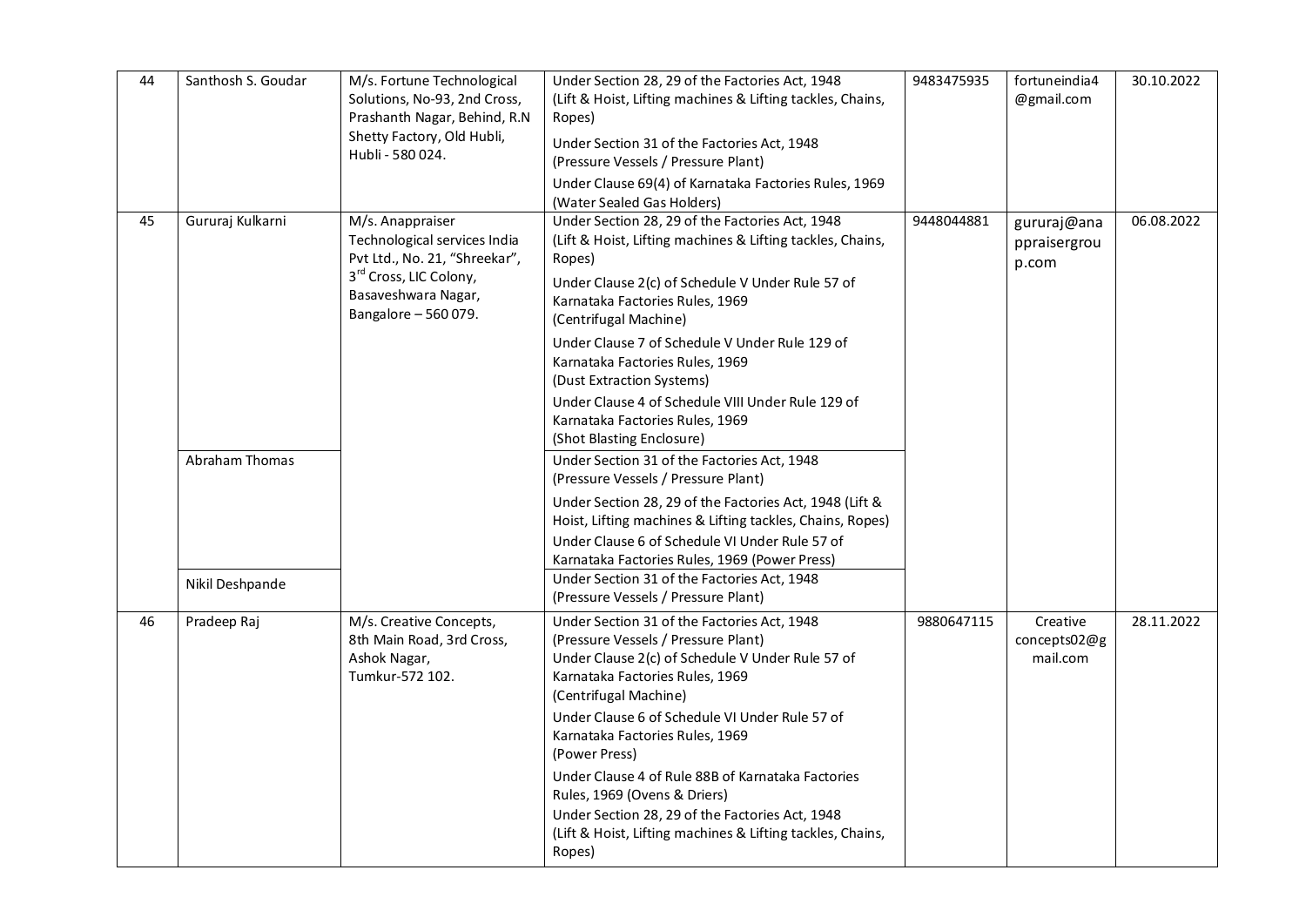| 44 | Santhosh S. Goudar | M/s. Fortune Technological Solutions, No-93, 2nd Cross, Prashanth Nagar, Behind, R.N Shetty Factory, Old Hubli, Hubli - 580 024. | Under Section 28, 29 of the Factories Act, 1948 (Lift & Hoist, Lifting machines & Lifting tackles, Chains, Ropes)<br>Under Section 31 of the Factories Act, 1948 (Pressure Vessels / Pressure Plant)<br>Under Clause 69(4) of Karnataka Factories Rules, 1969 (Water Sealed Gas Holders) | 9483475935 | fortuneindia4@gmail.com | 30.10.2022 |
|---|---|---|---|---|---|---|
| 45 | Gururaj Kulkarni | M/s. Anappraiser Technological services India Pvt Ltd., No. 21, "Shreekar", 3rd Cross, LIC Colony, Basaveshwara Nagar, Bangalore – 560 079. | Under Section 28, 29 of the Factories Act, 1948 (Lift & Hoist, Lifting machines & Lifting tackles, Chains, Ropes)<br>Under Clause 2(c) of Schedule V Under Rule 57 of Karnataka Factories Rules, 1969 (Centrifugal Machine)<br>Under Clause 7 of Schedule V Under Rule 129 of Karnataka Factories Rules, 1969 (Dust Extraction Systems)<br>Under Clause 4 of Schedule VIII Under Rule 129 of Karnataka Factories Rules, 1969 (Shot Blasting Enclosure) | 9448044881 | gururaj@anappraisergroup.com | 06.08.2022 |
| | Abraham Thomas | | Under Section 31 of the Factories Act, 1948 (Pressure Vessels / Pressure Plant)<br>Under Section 28, 29 of the Factories Act, 1948 (Lift & Hoist, Lifting machines & Lifting tackles, Chains, Ropes)<br>Under Clause 6 of Schedule VI Under Rule 57 of Karnataka Factories Rules, 1969 (Power Press) | | | |
| | Nikil Deshpande | | Under Section 31 of the Factories Act, 1948 (Pressure Vessels / Pressure Plant) | | | |
| 46 | Pradeep Raj | M/s. Creative Concepts, 8th Main Road, 3rd Cross, Ashok Nagar, Tumkur-572 102. | Under Section 31 of the Factories Act, 1948 (Pressure Vessels / Pressure Plant)<br>Under Clause 2(c) of Schedule V Under Rule 57 of Karnataka Factories Rules, 1969 (Centrifugal Machine)<br>Under Clause 6 of Schedule VI Under Rule 57 of Karnataka Factories Rules, 1969 (Power Press)<br>Under Clause 4 of Rule 88B of Karnataka Factories Rules, 1969 (Ovens & Driers)<br>Under Section 28, 29 of the Factories Act, 1948 (Lift & Hoist, Lifting machines & Lifting tackles, Chains, Ropes) | 9880647115 | Creative concepts02@gmail.com | 28.11.2022 |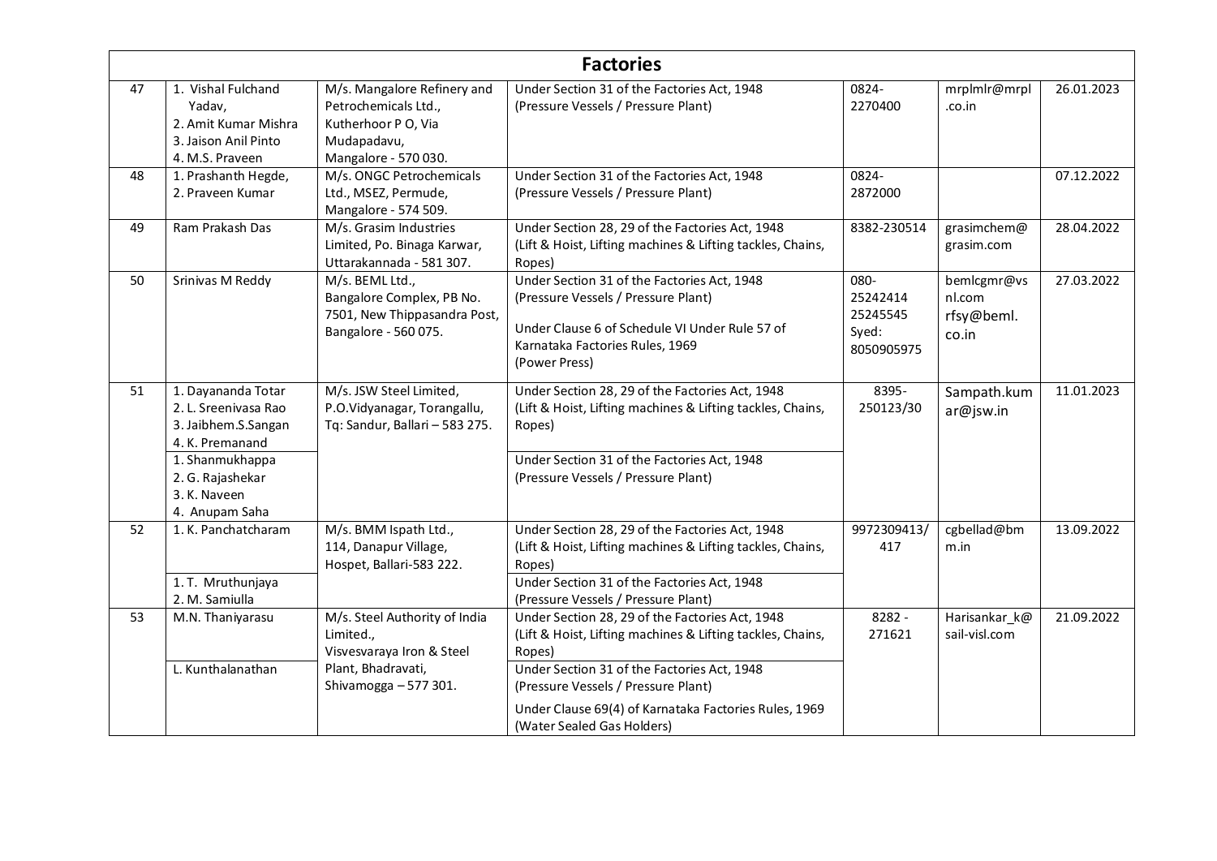| Factories | | | | | | |
|---|---|---|---|---|---|---|
| 47 | 1. Vishal Fulchand Yadav,<br>2. Amit Kumar Mishra<br>3. Jaison Anil Pinto<br>4. M.S. Praveen | M/s. Mangalore Refinery and Petrochemicals Ltd., Kutherhoor P O, Via Mudapadavu, Mangalore - 570 030. | Under Section 31 of the Factories Act, 1948 (Pressure Vessels / Pressure Plant) | 0824-2270400 | mrplmlr@mrpl.co.in | 26.01.2023 |
| 48 | 1. Prashanth Hegde,<br>2. Praveen Kumar | M/s. ONGC Petrochemicals Ltd., MSEZ, Permude, Mangalore - 574 509. | Under Section 31 of the Factories Act, 1948 (Pressure Vessels / Pressure Plant) | 0824-2872000 | | 07.12.2022 |
| 49 | Ram Prakash Das | M/s. Grasim Industries Limited, Po. Binaga Karwar, Uttarakannada - 581 307. | Under Section 28, 29 of the Factories Act, 1948 (Lift & Hoist, Lifting machines & Lifting tackles, Chains, Ropes) | 8382-230514 | grasimchem@grasim.com | 28.04.2022 |
| 50 | Srinivas M Reddy | M/s. BEML Ltd., Bangalore Complex, PB No. 7501, New Thippasandra Post, Bangalore - 560 075. | Under Section 31 of the Factories Act, 1948 (Pressure Vessels / Pressure Plant)<br>Under Clause 6 of Schedule VI Under Rule 57 of Karnataka Factories Rules, 1969 (Power Press) | 080-25242414<br>25245545<br>Syed: 8050905975 | bemlcgmr@vsnl.com<br>rfsy@beml.co.in | 27.03.2022 |
| 51 | 1. Dayananda Totar<br>2. L. Sreenivasa Rao<br>3. Jaibhem.S.Sangan<br>4. K. Premanand | M/s. JSW Steel Limited, P.O.Vidyanagar, Torangallu, Tq: Sandur, Ballari – 583 275. | Under Section 28, 29 of the Factories Act, 1948 (Lift & Hoist, Lifting machines & Lifting tackles, Chains, Ropes) | 8395-250123/30 | Sampath.kumar@jsw.in | 11.01.2023 |
| | 1. Shanmukhappa<br>2. G. Rajashekar<br>3. K. Naveen<br>4. Anupam Saha | | Under Section 31 of the Factories Act, 1948 (Pressure Vessels / Pressure Plant) | | | |
| 52 | 1. K. Panchatcharam | M/s. BMM Ispath Ltd., 114, Danapur Village, Hospet, Ballari-583 222. | Under Section 28, 29 of the Factories Act, 1948 (Lift & Hoist, Lifting machines & Lifting tackles, Chains, Ropes) | 9972309413/417 | cgbellad@bmm.in | 13.09.2022 |
| | 1. T. Mruthunjaya<br>2. M. Samiulla | | Under Section 31 of the Factories Act, 1948 (Pressure Vessels / Pressure Plant) | | | |
| 53 | M.N. Thaniyarasu | M/s. Steel Authority of India Limited., Visvesvaraya Iron & Steel Plant, Bhadravati, Shivamogga – 577 301. | Under Section 28, 29 of the Factories Act, 1948 (Lift & Hoist, Lifting machines & Lifting tackles, Chains, Ropes) | 8282 - 271621 | Harisankar_k@sail-visl.com | 21.09.2022 |
| | L. Kunthalanathan | | Under Section 31 of the Factories Act, 1948 (Pressure Vessels / Pressure Plant)<br>Under Clause 69(4) of Karnataka Factories Rules, 1969 (Water Sealed Gas Holders) | | | |